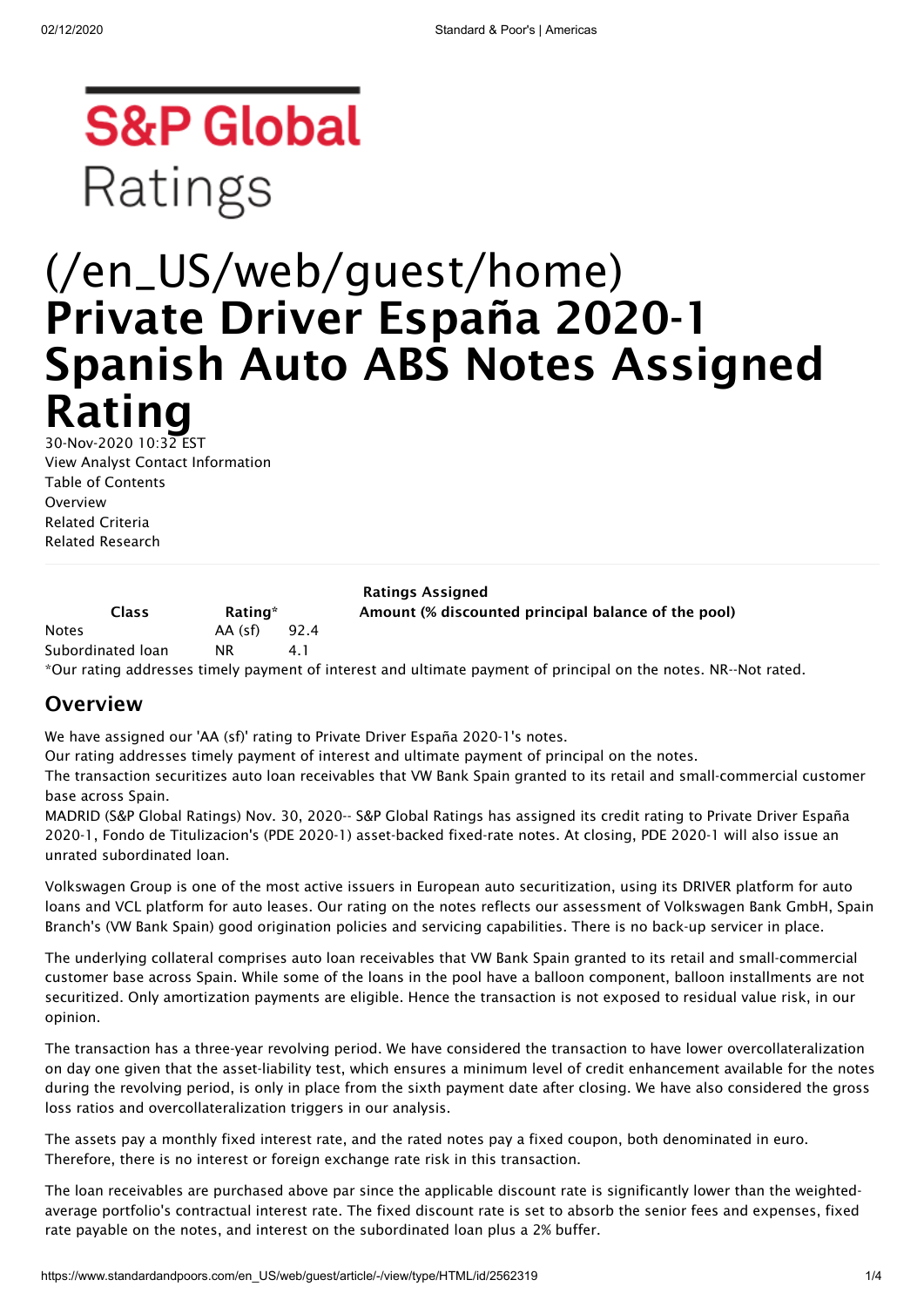S&P Global Ratings

# (/en_US/web/guest/home) Private Driver España 2020-1 Spanish Auto ABS Notes Assigned Rating

30-Nov-2020 10:32 EST

View Analyst Contact Information

Table of Contents

Overview

Related Criteria

Related Research

**Ratings Assigned**

| Class | Rating* | Amount (% discounted principal balance of the pool) |
|---|---|---|
| Notes | AA (sf) | 92.4 |
| Subordinated loan | NR | 4.1 |

*Our rating addresses timely payment of interest and ultimate payment of principal on the notes. NR--Not rated.

## Overview

We have assigned our 'AA (sf)' rating to Private Driver España 2020-1's notes.

Our rating addresses timely payment of interest and ultimate payment of principal on the notes.

The transaction securitizes auto loan receivables that VW Bank Spain granted to its retail and small-commercial customer base across Spain.

MADRID (S&P Global Ratings) Nov. 30, 2020-- S&P Global Ratings has assigned its credit rating to Private Driver España 2020-1, Fondo de Titulizacion's (PDE 2020-1) asset-backed fixed-rate notes. At closing, PDE 2020-1 will also issue an unrated subordinated loan.

Volkswagen Group is one of the most active issuers in European auto securitization, using its DRIVER platform for auto loans and VCL platform for auto leases. Our rating on the notes reflects our assessment of Volkswagen Bank GmbH, Spain Branch's (VW Bank Spain) good origination policies and servicing capabilities. There is no back-up servicer in place.

The underlying collateral comprises auto loan receivables that VW Bank Spain granted to its retail and small-commercial customer base across Spain. While some of the loans in the pool have a balloon component, balloon installments are not securitized. Only amortization payments are eligible. Hence the transaction is not exposed to residual value risk, in our opinion.

The transaction has a three-year revolving period. We have considered the transaction to have lower overcollateralization on day one given that the asset-liability test, which ensures a minimum level of credit enhancement available for the notes during the revolving period, is only in place from the sixth payment date after closing. We have also considered the gross loss ratios and overcollateralization triggers in our analysis.

The assets pay a monthly fixed interest rate, and the rated notes pay a fixed coupon, both denominated in euro. Therefore, there is no interest or foreign exchange rate risk in this transaction.

The loan receivables are purchased above par since the applicable discount rate is significantly lower than the weighted-average portfolio's contractual interest rate. The fixed discount rate is set to absorb the senior fees and expenses, fixed rate payable on the notes, and interest on the subordinated loan plus a 2% buffer.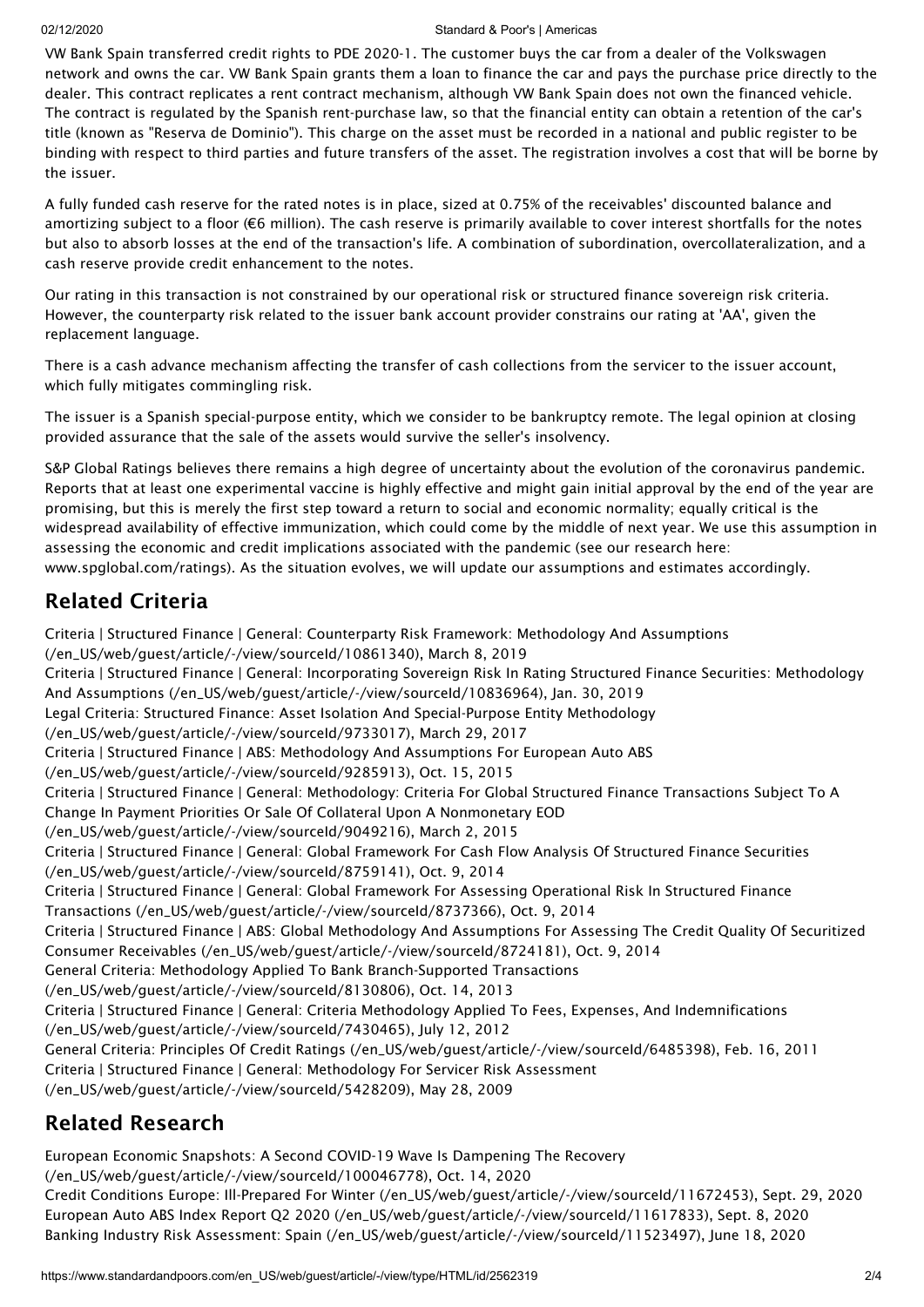VW Bank Spain transferred credit rights to PDE 2020-1. The customer buys the car from a dealer of the Volkswagen network and owns the car. VW Bank Spain grants them a loan to finance the car and pays the purchase price directly to the dealer. This contract replicates a rent contract mechanism, although VW Bank Spain does not own the financed vehicle. The contract is regulated by the Spanish rent-purchase law, so that the financial entity can obtain a retention of the car's title (known as "Reserva de Dominio"). This charge on the asset must be recorded in a national and public register to be binding with respect to third parties and future transfers of the asset. The registration involves a cost that will be borne by the issuer.

A fully funded cash reserve for the rated notes is in place, sized at 0.75% of the receivables' discounted balance and amortizing subject to a floor (€6 million). The cash reserve is primarily available to cover interest shortfalls for the notes but also to absorb losses at the end of the transaction's life. A combination of subordination, overcollateralization, and a cash reserve provide credit enhancement to the notes.

Our rating in this transaction is not constrained by our operational risk or structured finance sovereign risk criteria. However, the counterparty risk related to the issuer bank account provider constrains our rating at 'AA', given the replacement language.

There is a cash advance mechanism affecting the transfer of cash collections from the servicer to the issuer account, which fully mitigates commingling risk.

The issuer is a Spanish special-purpose entity, which we consider to be bankruptcy remote. The legal opinion at closing provided assurance that the sale of the assets would survive the seller's insolvency.

S&P Global Ratings believes there remains a high degree of uncertainty about the evolution of the coronavirus pandemic. Reports that at least one experimental vaccine is highly effective and might gain initial approval by the end of the year are promising, but this is merely the first step toward a return to social and economic normality; equally critical is the widespread availability of effective immunization, which could come by the middle of next year. We use this assumption in assessing the economic and credit implications associated with the pandemic (see our research here: www.spglobal.com/ratings). As the situation evolves, we will update our assumptions and estimates accordingly.

## Related Criteria

Criteria | Structured Finance | General: Counterparty Risk Framework: Methodology And Assumptions (/en_US/web/guest/article/-/view/sourceId/10861340), March 8, 2019
Criteria | Structured Finance | General: Incorporating Sovereign Risk In Rating Structured Finance Securities: Methodology And Assumptions (/en_US/web/guest/article/-/view/sourceId/10836964), Jan. 30, 2019
Legal Criteria: Structured Finance: Asset Isolation And Special-Purpose Entity Methodology (/en_US/web/guest/article/-/view/sourceId/9733017), March 29, 2017
Criteria | Structured Finance | ABS: Methodology And Assumptions For European Auto ABS (/en_US/web/guest/article/-/view/sourceId/9285913), Oct. 15, 2015
Criteria | Structured Finance | General: Methodology: Criteria For Global Structured Finance Transactions Subject To A Change In Payment Priorities Or Sale Of Collateral Upon A Nonmonetary EOD (/en_US/web/guest/article/-/view/sourceId/9049216), March 2, 2015
Criteria | Structured Finance | General: Global Framework For Cash Flow Analysis Of Structured Finance Securities (/en_US/web/guest/article/-/view/sourceId/8759141), Oct. 9, 2014
Criteria | Structured Finance | General: Global Framework For Assessing Operational Risk In Structured Finance Transactions (/en_US/web/guest/article/-/view/sourceId/8737366), Oct. 9, 2014
Criteria | Structured Finance | ABS: Global Methodology And Assumptions For Assessing The Credit Quality Of Securitized Consumer Receivables (/en_US/web/guest/article/-/view/sourceId/8724181), Oct. 9, 2014
General Criteria: Methodology Applied To Bank Branch-Supported Transactions (/en_US/web/guest/article/-/view/sourceId/8130806), Oct. 14, 2013
Criteria | Structured Finance | General: Criteria Methodology Applied To Fees, Expenses, And Indemnifications (/en_US/web/guest/article/-/view/sourceId/7430465), July 12, 2012
General Criteria: Principles Of Credit Ratings (/en_US/web/guest/article/-/view/sourceId/6485398), Feb. 16, 2011
Criteria | Structured Finance | General: Methodology For Servicer Risk Assessment (/en_US/web/guest/article/-/view/sourceId/5428209), May 28, 2009

## Related Research

European Economic Snapshots: A Second COVID-19 Wave Is Dampening The Recovery (/en_US/web/guest/article/-/view/sourceId/100046778), Oct. 14, 2020
Credit Conditions Europe: Ill-Prepared For Winter (/en_US/web/guest/article/-/view/sourceId/11672453), Sept. 29, 2020
European Auto ABS Index Report Q2 2020 (/en_US/web/guest/article/-/view/sourceId/11617833), Sept. 8, 2020
Banking Industry Risk Assessment: Spain (/en_US/web/guest/article/-/view/sourceId/11523497), June 18, 2020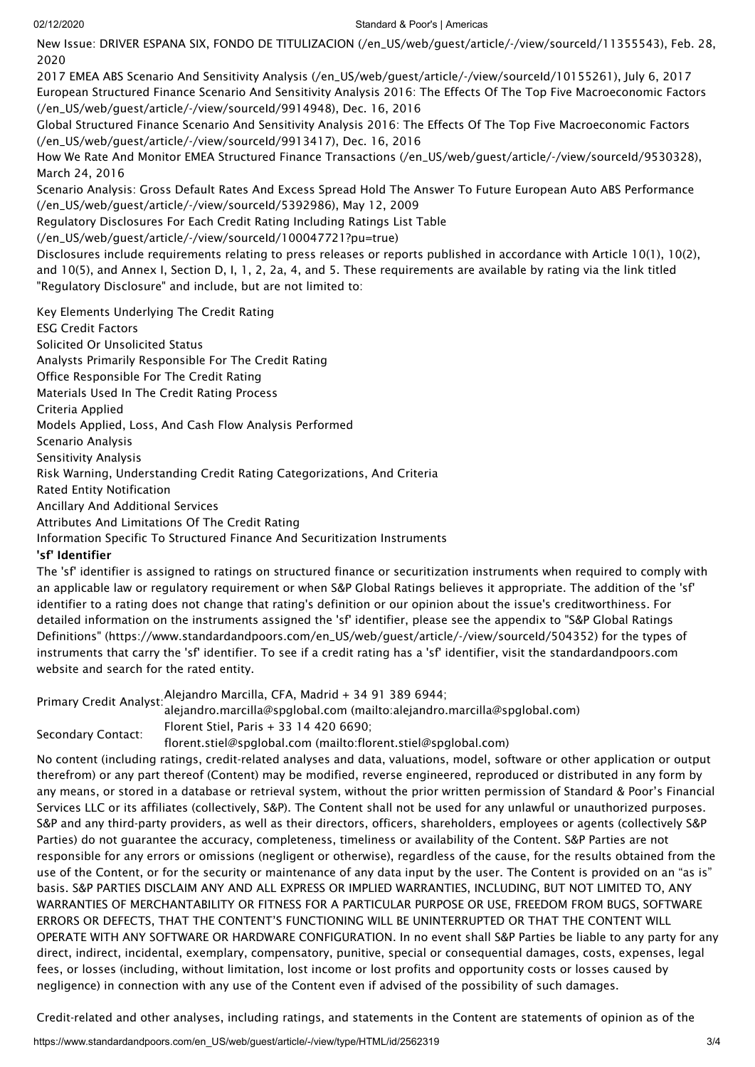New Issue: DRIVER ESPANA SIX, FONDO DE TITULIZACION (/en_US/web/guest/article/-/view/sourceId/11355543), Feb. 28, 2020

2017 EMEA ABS Scenario And Sensitivity Analysis (/en_US/web/guest/article/-/view/sourceId/10155261), July 6, 2017

European Structured Finance Scenario And Sensitivity Analysis 2016: The Effects Of The Top Five Macroeconomic Factors (/en_US/web/guest/article/-/view/sourceId/9914948), Dec. 16, 2016

Global Structured Finance Scenario And Sensitivity Analysis 2016: The Effects Of The Top Five Macroeconomic Factors (/en_US/web/guest/article/-/view/sourceId/9913417), Dec. 16, 2016

How We Rate And Monitor EMEA Structured Finance Transactions (/en_US/web/guest/article/-/view/sourceId/9530328), March 24, 2016

Scenario Analysis: Gross Default Rates And Excess Spread Hold The Answer To Future European Auto ABS Performance (/en_US/web/guest/article/-/view/sourceId/5392986), May 12, 2009

Regulatory Disclosures For Each Credit Rating Including Ratings List Table (/en_US/web/guest/article/-/view/sourceId/100047721?pu=true)

Disclosures include requirements relating to press releases or reports published in accordance with Article 10(1), 10(2), and 10(5), and Annex I, Section D, I, 1, 2, 2a, 4, and 5. These requirements are available by rating via the link titled "Regulatory Disclosure" and include, but are not limited to:

Key Elements Underlying The Credit Rating
ESG Credit Factors
Solicited Or Unsolicited Status
Analysts Primarily Responsible For The Credit Rating
Office Responsible For The Credit Rating
Materials Used In The Credit Rating Process
Criteria Applied
Models Applied, Loss, And Cash Flow Analysis Performed
Scenario Analysis
Sensitivity Analysis
Risk Warning, Understanding Credit Rating Categorizations, And Criteria
Rated Entity Notification
Ancillary And Additional Services
Attributes And Limitations Of The Credit Rating
Information Specific To Structured Finance And Securitization Instruments

**'sf' Identifier**

The 'sf' identifier is assigned to ratings on structured finance or securitization instruments when required to comply with an applicable law or regulatory requirement or when S&P Global Ratings believes it appropriate. The addition of the 'sf' identifier to a rating does not change that rating's definition or our opinion about the issue's creditworthiness. For detailed information on the instruments assigned the 'sf' identifier, please see the appendix to "S&P Global Ratings Definitions" (https://www.standardandpoors.com/en_US/web/guest/article/-/view/sourceId/504352) for the types of instruments that carry the 'sf' identifier. To see if a credit rating has a 'sf' identifier, visit the standardandpoors.com website and search for the rated entity.

| | |
|---|---|
| Primary Credit Analyst: | Alejandro Marcilla, CFA, Madrid + 34 91 389 6944; alejandro.marcilla@spglobal.com (mailto:alejandro.marcilla@spglobal.com) |
| Secondary Contact: | Florent Stiel, Paris + 33 14 420 6690; florent.stiel@spglobal.com (mailto:florent.stiel@spglobal.com) |

No content (including ratings, credit-related analyses and data, valuations, model, software or other application or output therefrom) or any part thereof (Content) may be modified, reverse engineered, reproduced or distributed in any form by any means, or stored in a database or retrieval system, without the prior written permission of Standard & Poor's Financial Services LLC or its affiliates (collectively, S&P). The Content shall not be used for any unlawful or unauthorized purposes. S&P and any third-party providers, as well as their directors, officers, shareholders, employees or agents (collectively S&P Parties) do not guarantee the accuracy, completeness, timeliness or availability of the Content. S&P Parties are not responsible for any errors or omissions (negligent or otherwise), regardless of the cause, for the results obtained from the use of the Content, or for the security or maintenance of any data input by the user. The Content is provided on an "as is" basis. S&P PARTIES DISCLAIM ANY AND ALL EXPRESS OR IMPLIED WARRANTIES, INCLUDING, BUT NOT LIMITED TO, ANY WARRANTIES OF MERCHANTABILITY OR FITNESS FOR A PARTICULAR PURPOSE OR USE, FREEDOM FROM BUGS, SOFTWARE ERRORS OR DEFECTS, THAT THE CONTENT'S FUNCTIONING WILL BE UNINTERRUPTED OR THAT THE CONTENT WILL OPERATE WITH ANY SOFTWARE OR HARDWARE CONFIGURATION. In no event shall S&P Parties be liable to any party for any direct, indirect, incidental, exemplary, compensatory, punitive, special or consequential damages, costs, expenses, legal fees, or losses (including, without limitation, lost income or lost profits and opportunity costs or losses caused by negligence) in connection with any use of the Content even if advised of the possibility of such damages.

Credit-related and other analyses, including ratings, and statements in the Content are statements of opinion as of the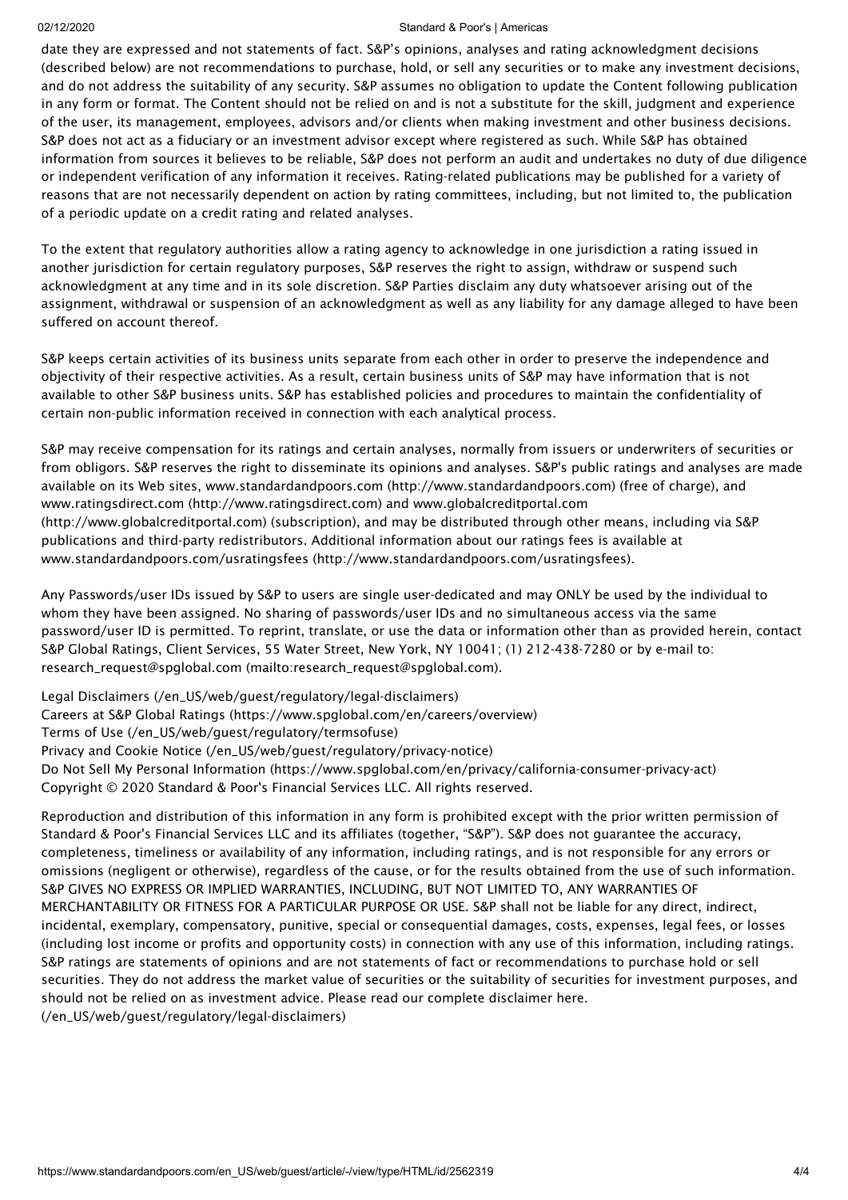date they are expressed and not statements of fact. S&P's opinions, analyses and rating acknowledgment decisions (described below) are not recommendations to purchase, hold, or sell any securities or to make any investment decisions, and do not address the suitability of any security. S&P assumes no obligation to update the Content following publication in any form or format. The Content should not be relied on and is not a substitute for the skill, judgment and experience of the user, its management, employees, advisors and/or clients when making investment and other business decisions. S&P does not act as a fiduciary or an investment advisor except where registered as such. While S&P has obtained information from sources it believes to be reliable, S&P does not perform an audit and undertakes no duty of due diligence or independent verification of any information it receives. Rating-related publications may be published for a variety of reasons that are not necessarily dependent on action by rating committees, including, but not limited to, the publication of a periodic update on a credit rating and related analyses.

To the extent that regulatory authorities allow a rating agency to acknowledge in one jurisdiction a rating issued in another jurisdiction for certain regulatory purposes, S&P reserves the right to assign, withdraw or suspend such acknowledgment at any time and in its sole discretion. S&P Parties disclaim any duty whatsoever arising out of the assignment, withdrawal or suspension of an acknowledgment as well as any liability for any damage alleged to have been suffered on account thereof.

S&P keeps certain activities of its business units separate from each other in order to preserve the independence and objectivity of their respective activities. As a result, certain business units of S&P may have information that is not available to other S&P business units. S&P has established policies and procedures to maintain the confidentiality of certain non-public information received in connection with each analytical process.

S&P may receive compensation for its ratings and certain analyses, normally from issuers or underwriters of securities or from obligors. S&P reserves the right to disseminate its opinions and analyses. S&P's public ratings and analyses are made available on its Web sites, www.standardandpoors.com (http://www.standardandpoors.com) (free of charge), and www.ratingsdirect.com (http://www.ratingsdirect.com) and www.globalcreditportal.com (http://www.globalcreditportal.com) (subscription), and may be distributed through other means, including via S&P publications and third-party redistributors. Additional information about our ratings fees is available at www.standardandpoors.com/usratingsfees (http://www.standardandpoors.com/usratingsfees).

Any Passwords/user IDs issued by S&P to users are single user-dedicated and may ONLY be used by the individual to whom they have been assigned. No sharing of passwords/user IDs and no simultaneous access via the same password/user ID is permitted. To reprint, translate, or use the data or information other than as provided herein, contact S&P Global Ratings, Client Services, 55 Water Street, New York, NY 10041; (1) 212-438-7280 or by e-mail to: research_request@spglobal.com (mailto:research_request@spglobal.com).

Legal Disclaimers (/en_US/web/guest/regulatory/legal-disclaimers)
Careers at S&P Global Ratings (https://www.spglobal.com/en/careers/overview)
Terms of Use (/en_US/web/guest/regulatory/termsofuse)
Privacy and Cookie Notice (/en_US/web/guest/regulatory/privacy-notice)
Do Not Sell My Personal Information (https://www.spglobal.com/en/privacy/california-consumer-privacy-act)
Copyright © 2020 Standard & Poor's Financial Services LLC. All rights reserved.

Reproduction and distribution of this information in any form is prohibited except with the prior written permission of Standard & Poor's Financial Services LLC and its affiliates (together, "S&P"). S&P does not guarantee the accuracy, completeness, timeliness or availability of any information, including ratings, and is not responsible for any errors or omissions (negligent or otherwise), regardless of the cause, or for the results obtained from the use of such information. S&P GIVES NO EXPRESS OR IMPLIED WARRANTIES, INCLUDING, BUT NOT LIMITED TO, ANY WARRANTIES OF MERCHANTABILITY OR FITNESS FOR A PARTICULAR PURPOSE OR USE. S&P shall not be liable for any direct, indirect, incidental, exemplary, compensatory, punitive, special or consequential damages, costs, expenses, legal fees, or losses (including lost income or profits and opportunity costs) in connection with any use of this information, including ratings. S&P ratings are statements of opinions and are not statements of fact or recommendations to purchase hold or sell securities. They do not address the market value of securities or the suitability of securities for investment purposes, and should not be relied on as investment advice. Please read our complete disclaimer here. (/en_US/web/guest/regulatory/legal-disclaimers)